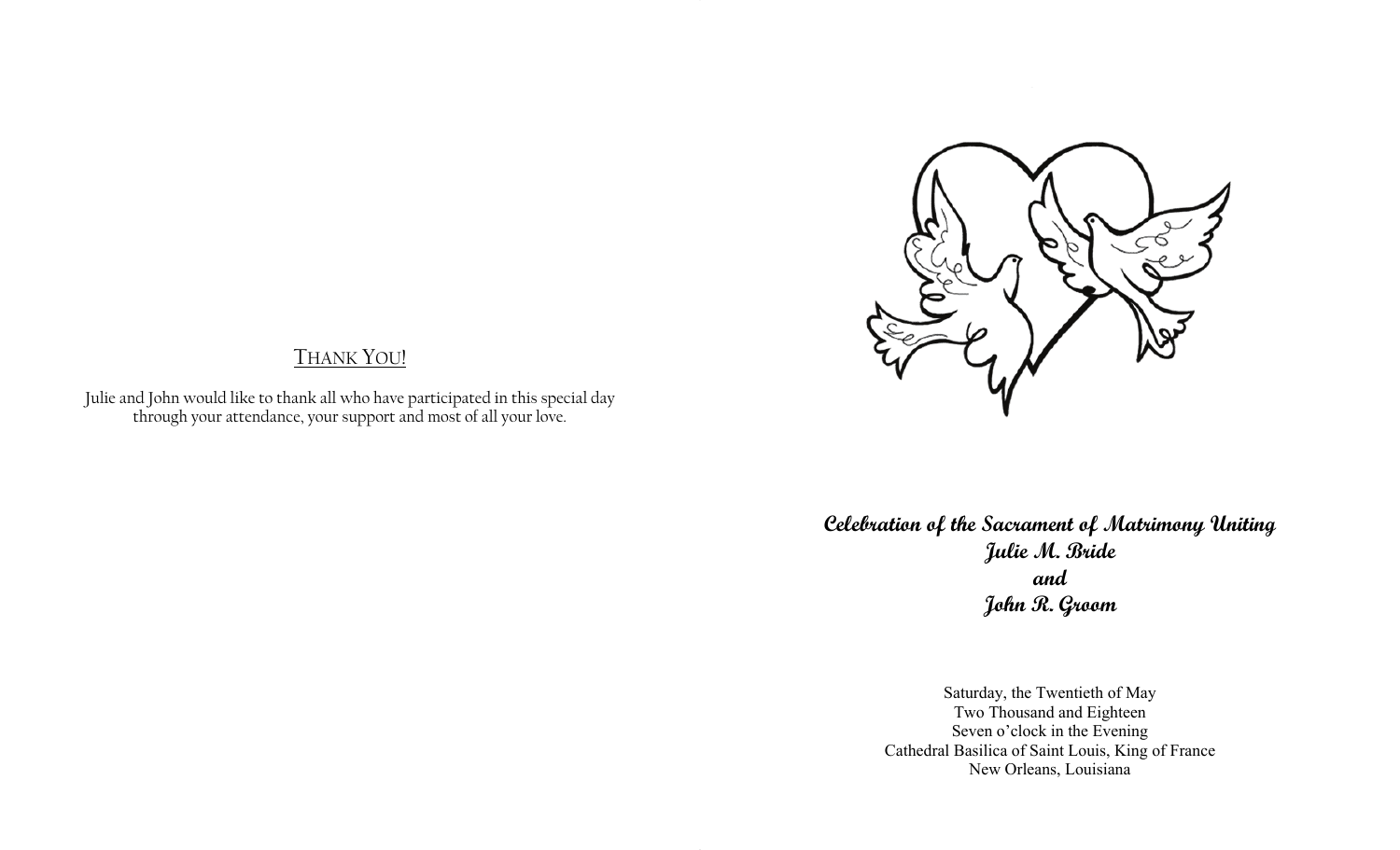## Thank You!

Julie and John would like to thank all who have participated in this special day through your attendance, your support and most of all your love.

**_Celebration of the Sacrament of Matrimony Uniting_**
**_Julie M. Bride_**
**_and_**
**_John R. Groom_**

Saturday, the Twentieth of May
Two Thousand and Eighteen
Seven o'clock in the Evening
Cathedral Basilica of Saint Louis, King of France
New Orleans, Louisiana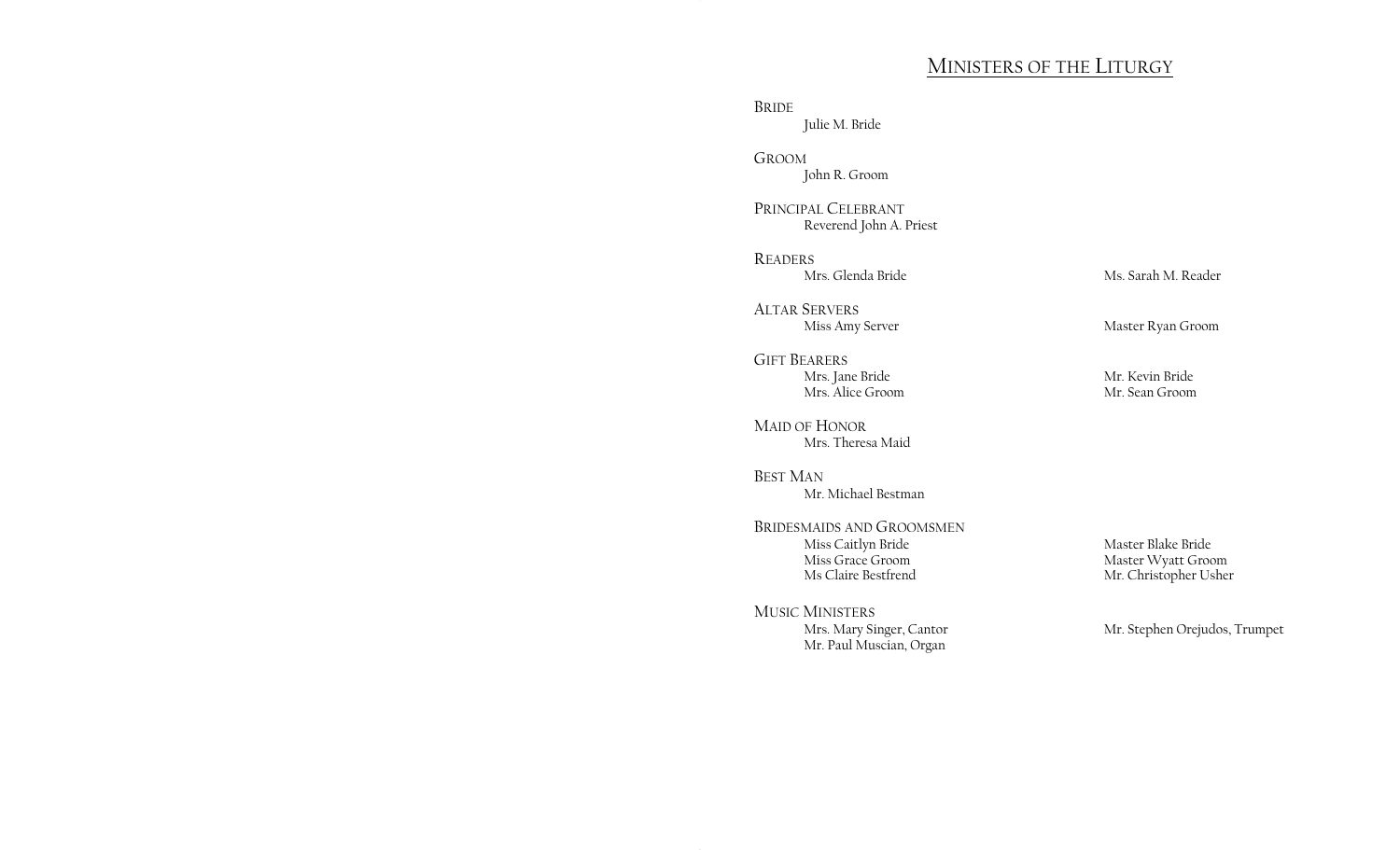# Ministers of the Liturgy

**Bride**
Julie M. Bride

**Groom**
John R. Groom

**Principal Celebrant**
Reverend John A. Priest

**Readers**
Mrs. Glenda Bride
Ms. Sarah M. Reader

**Altar Servers**
Miss Amy Server
Master Ryan Groom

**Gift Bearers**
Mrs. Jane Bride
Mrs. Alice Groom
Mr. Kevin Bride
Mr. Sean Groom

**Maid of Honor**
Mrs. Theresa Maid

**Best Man**
Mr. Michael Bestman

**Bridesmaids and Groomsmen**
Miss Caitlyn Bride
Miss Grace Groom
Ms Claire Bestfrend
Master Blake Bride
Master Wyatt Groom
Mr. Christopher Usher

**Music Ministers**
Mrs. Mary Singer, Cantor
Mr. Paul Muscian, Organ
Mr. Stephen Orejudos, Trumpet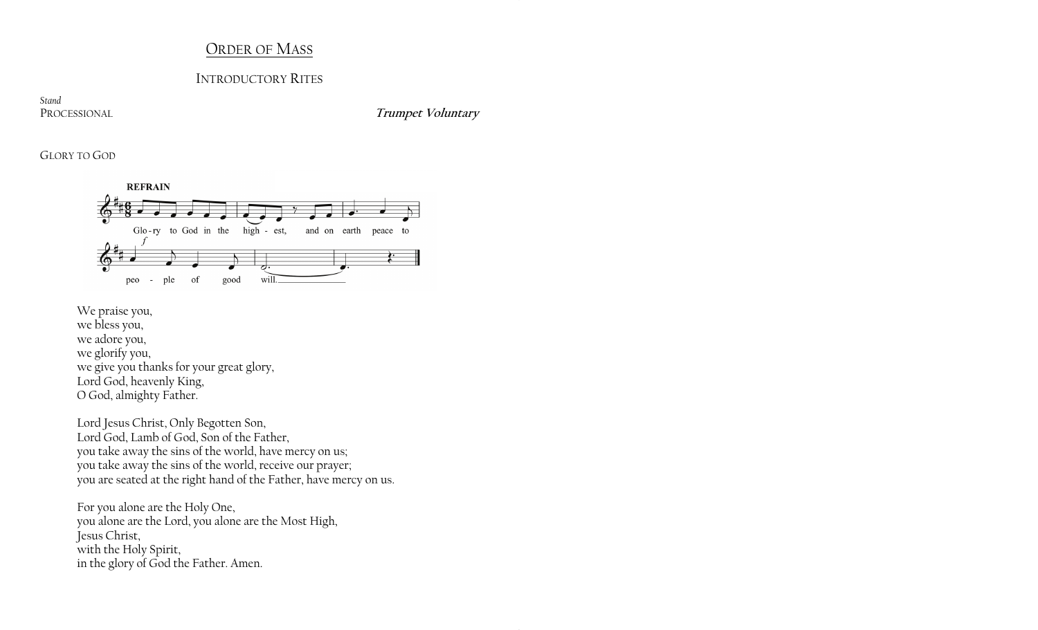# ORDER OF MASS

## INTRODUCTORY RITES

*Stand*

PROCESSIONAL **_Trumpet Voluntary_**

GLORY TO GOD

REFRAIN

Glo-ry to God in the high - est, and on earth peace to peo - ple of good will.

We praise you,
we bless you,
we adore you,
we glorify you,
we give you thanks for your great glory,
Lord God, heavenly King,
O God, almighty Father.

Lord Jesus Christ, Only Begotten Son,
Lord God, Lamb of God, Son of the Father,
you take away the sins of the world, have mercy on us;
you take away the sins of the world, receive our prayer;
you are seated at the right hand of the Father, have mercy on us.

For you alone are the Holy One,
you alone are the Lord, you alone are the Most High,
Jesus Christ,
with the Holy Spirit,
in the glory of God the Father. Amen.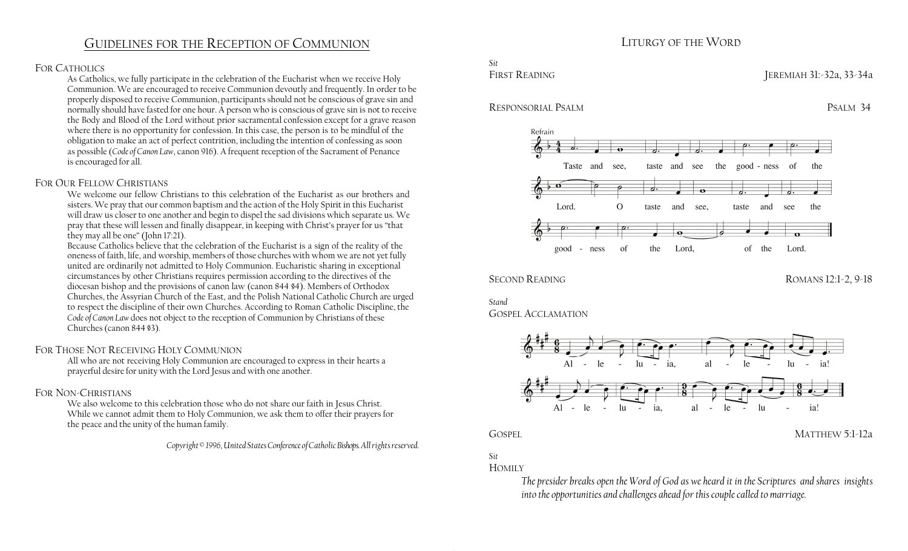## Guidelines for the Reception of Communion

### For Catholics

As Catholics, we fully participate in the celebration of the Eucharist when we receive Holy Communion. We are encouraged to receive Communion devoutly and frequently. In order to be properly disposed to receive Communion, participants should not be conscious of grave sin and normally should have fasted for one hour. A person who is conscious of grave sin is not to receive the Body and Blood of the Lord without prior sacramental confession except for a grave reason where there is no opportunity for confession. In this case, the person is to be mindful of the obligation to make an act of perfect contrition, including the intention of confessing as soon as possible (*Code of Canon Law*, canon 916). A frequent reception of the Sacrament of Penance is encouraged for all.

### For Our Fellow Christians

We welcome our fellow Christians to this celebration of the Eucharist as our brothers and sisters. We pray that our common baptism and the action of the Holy Spirit in this Eucharist will draw us closer to one another and begin to dispel the sad divisions which separate us. We pray that these will lessen and finally disappear, in keeping with Christ's prayer for us "that they may all be one" (John 17:21).

Because Catholics believe that the celebration of the Eucharist is a sign of the reality of the oneness of faith, life, and worship, members of those churches with whom we are not yet fully united are ordinarily not admitted to Holy Communion. Eucharistic sharing in exceptional circumstances by other Christians requires permission according to the directives of the diocesan bishop and the provisions of canon law (canon 844 §4). Members of Orthodox Churches, the Assyrian Church of the East, and the Polish National Catholic Church are urged to respect the discipline of their own Churches. According to Roman Catholic Discipline, the *Code of Canon Law* does not object to the reception of Communion by Christians of these Churches (canon 844 §3).

### For Those Not Receiving Holy Communion

All who are not receiving Holy Communion are encouraged to express in their hearts a prayerful desire for unity with the Lord Jesus and with one another.

### For Non-Christians

We also welcome to this celebration those who do not share our faith in Jesus Christ. While we cannot admit them to Holy Communion, we ask them to offer their prayers for the peace and the unity of the human family.

*Copyright © 1996, United States Conference of Catholic Bishops. All rights reserved.*

## Liturgy of the Word

*Sit*

**First Reading** — Jeremiah 31:-32a, 33-34a

**Responsorial Psalm** — Psalm 34

Refrain

Taste and see, taste and see the good - ness of the Lord. O taste and see, taste and see the good - ness of the Lord, of the Lord.

**Second Reading** — Romans 12:1-2, 9-18

*Stand*

**Gospel Acclamation**

Al - le - lu - ia, al - le - lu - ia! Al - le - lu - ia, al - le - lu - ia!

**Gospel** — Matthew 5:1-12a

*Sit*

**Homily**

*The presider breaks open the Word of God as we heard it in the Scriptures and shares insights into the opportunities and challenges ahead for this couple called to marriage.*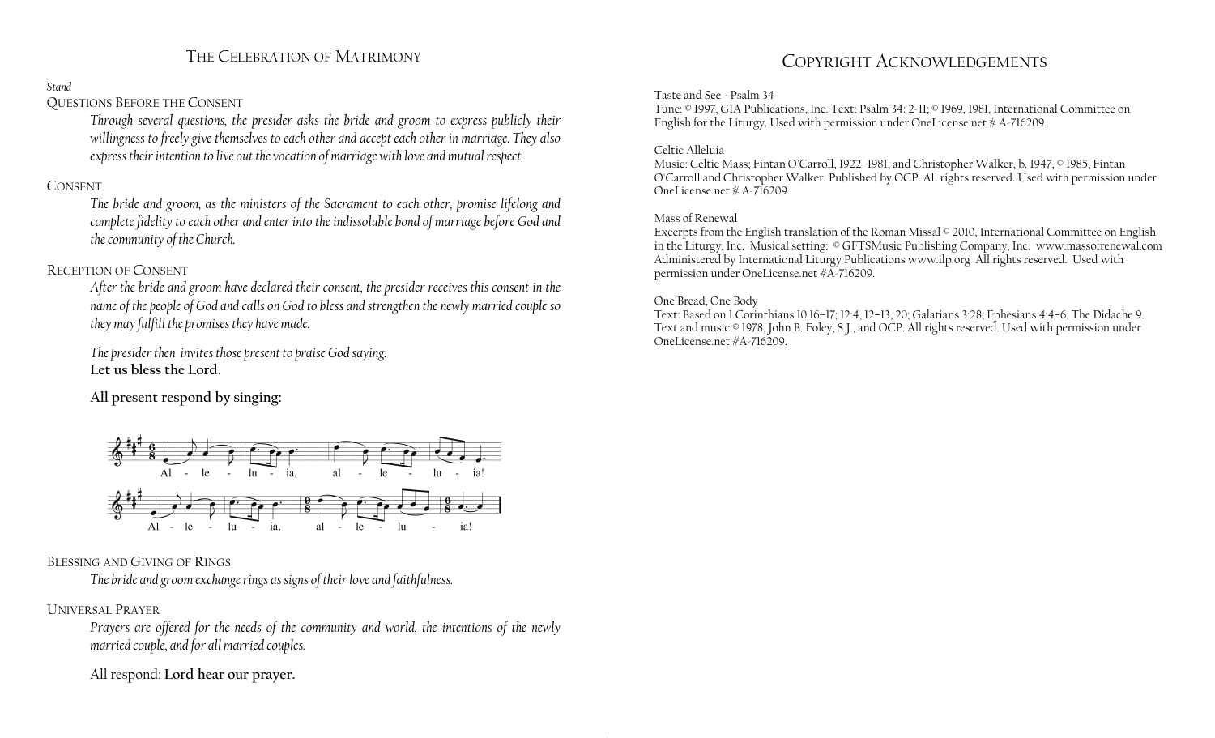## The Celebration of Matrimony

*Stand*

### Questions Before the Consent

*Through several questions, the presider asks the bride and groom to express publicly their willingness to freely give themselves to each other and accept each other in marriage. They also express their intention to live out the vocation of marriage with love and mutual respect.*

### Consent

*The bride and groom, as the ministers of the Sacrament to each other, promise lifelong and complete fidelity to each other and enter into the indissoluble bond of marriage before God and the community of the Church.*

### Reception of Consent

*After the bride and groom have declared their consent, the presider receives this consent in the name of the people of God and calls on God to bless and strengthen the newly married couple so they may fulfill the promises they have made.*

*The presider then invites those present to praise God saying:*
**Let us bless the Lord.**

**All present respond by singing:**

Al - le - lu - ia, al - le - lu - ia!

Al - le - lu - ia, al - le - lu - ia!

### Blessing and Giving of Rings

*The bride and groom exchange rings as signs of their love and faithfulness.*

### Universal Prayer

*Prayers are offered for the needs of the community and world, the intentions of the newly married couple, and for all married couples.*

All respond: **Lord hear our prayer.**

## Copyright Acknowledgements

Taste and See - Psalm 34
Tune: © 1997, GIA Publications, Inc. Text: Psalm 34: 2-11; © 1969, 1981, International Committee on English for the Liturgy. Used with permission under OneLicense.net # A-716209.

Celtic Alleluia
Music: Celtic Mass; Fintan O'Carroll, 1922–1981, and Christopher Walker, b. 1947, © 1985, Fintan O'Carroll and Christopher Walker. Published by OCP. All rights reserved. Used with permission under OneLicense.net # A-716209.

Mass of Renewal
Excerpts from the English translation of the Roman Missal © 2010, International Committee on English in the Liturgy, Inc. Musical setting: © GFTSMusic Publishing Company, Inc. www.massofrenewal.com Administered by International Liturgy Publications www.ilp.org All rights reserved. Used with permission under OneLicense.net #A-716209.

One Bread, One Body
Text: Based on 1 Corinthians 10:16–17; 12:4, 12–13, 20; Galatians 3:28; Ephesians 4:4–6; The Didache 9. Text and music © 1978, John B. Foley, S.J., and OCP. All rights reserved. Used with permission under OneLicense.net #A-716209.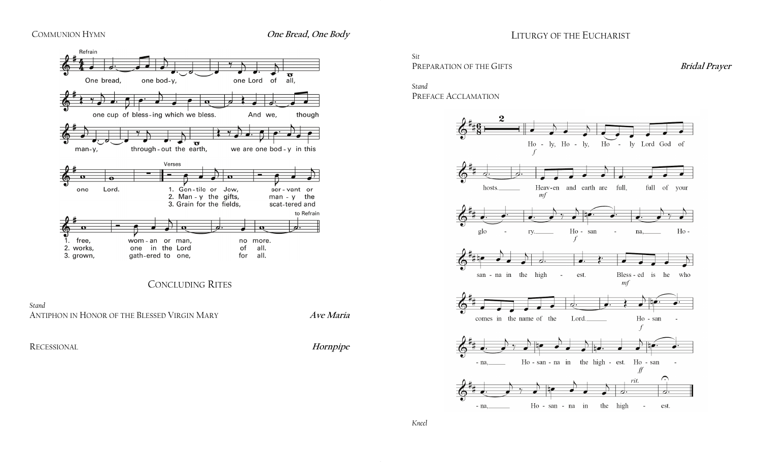Communion Hymn *One Bread, One Body*

Refrain

One bread, one body, one Lord of all, one cup of blessing which we bless. And we, though many, throughout the earth, we are one body in this one Lord.

Verses

1. Gentile or Jew, servant or free, woman or man, no more.
2. Many the gifts, many the works, one in the Lord of all.
3. Grain for the fields, scattered and grown, gathered to one, for all.

to Refrain

## Concluding Rites

*Stand*

Antiphon in Honor of the Blessed Virgin Mary *Ave Maria*

Recessional *Hornpipe*

## Liturgy of the Eucharist

*Sit*

Preparation of the Gifts *Bridal Prayer*

*Stand*

Preface Acclamation

Holy, Holy, Holy Lord God of hosts. Heaven and earth are full, full of your glory. Hosanna, Hosanna in the highest. Blessed is he who comes in the name of the Lord. Hosanna, Hosanna in the highest. Hosanna, Hosanna in the highest.

*Kneel*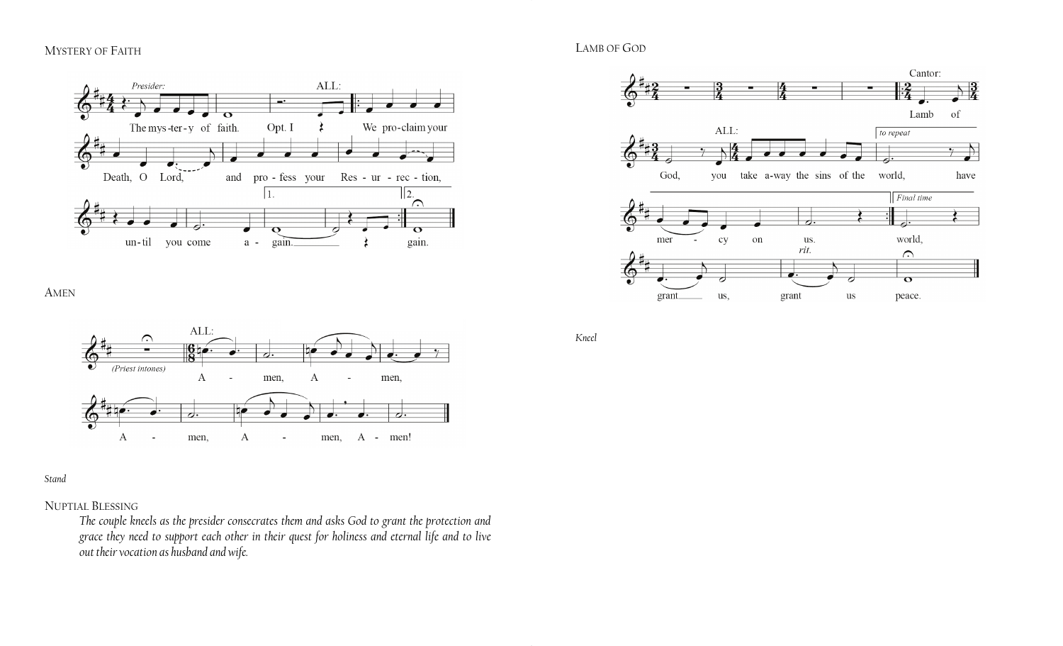## Mystery of Faith

Presider: The mys-ter-y of faith. ALL: Opt. I We pro-claim your Death, O Lord, and pro-fess your Res-ur-rec-tion, un-til you come a-gain. gain.

## Amen

(Priest intones) ALL: A-men, A-men, A-men, A-men, A-men!

*Stand*

## Nuptial Blessing

*The couple kneels as the presider consecrates them and asks God to grant the protection and grace they need to support each other in their quest for holiness and eternal life and to live out their vocation as husband and wife.*

## Lamb of God

Cantor: Lamb of God, ALL: you take a-way the sins of the world, have mer-cy on us. Final time: world, grant us, grant us peace.

*Kneel*